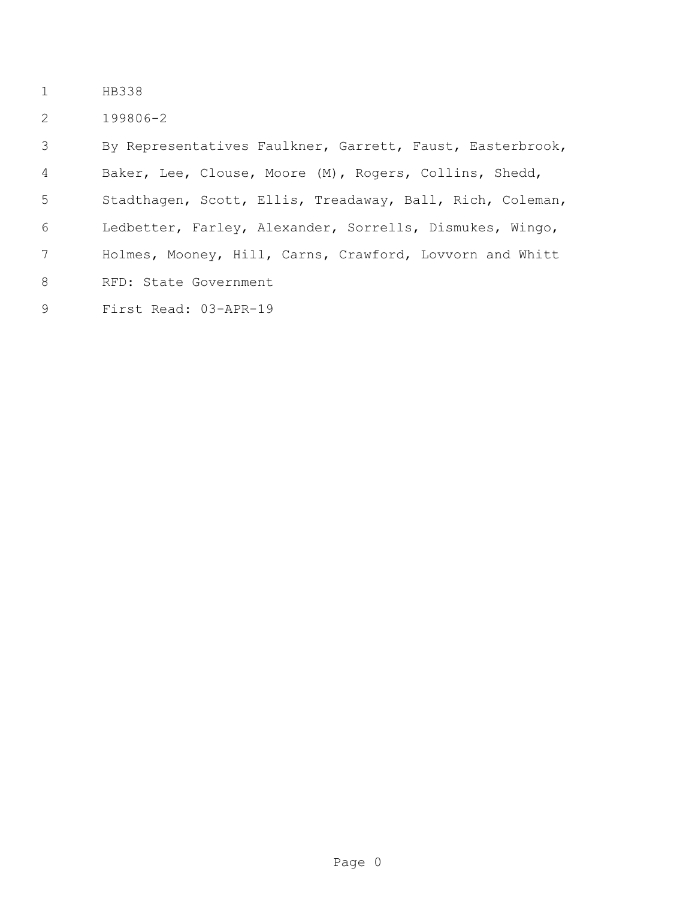HB338

199806-2

By Representatives Faulkner, Garrett, Faust, Easterbrook, Baker, Lee, Clouse, Moore (M), Rogers, Collins, Shedd, Stadthagen, Scott, Ellis, Treadaway, Ball, Rich, Coleman, Ledbetter, Farley, Alexander, Sorrells, Dismukes, Wingo, Holmes, Mooney, Hill, Carns, Crawford, Lovvorn and Whitt

RFD: State Government

First Read: 03-APR-19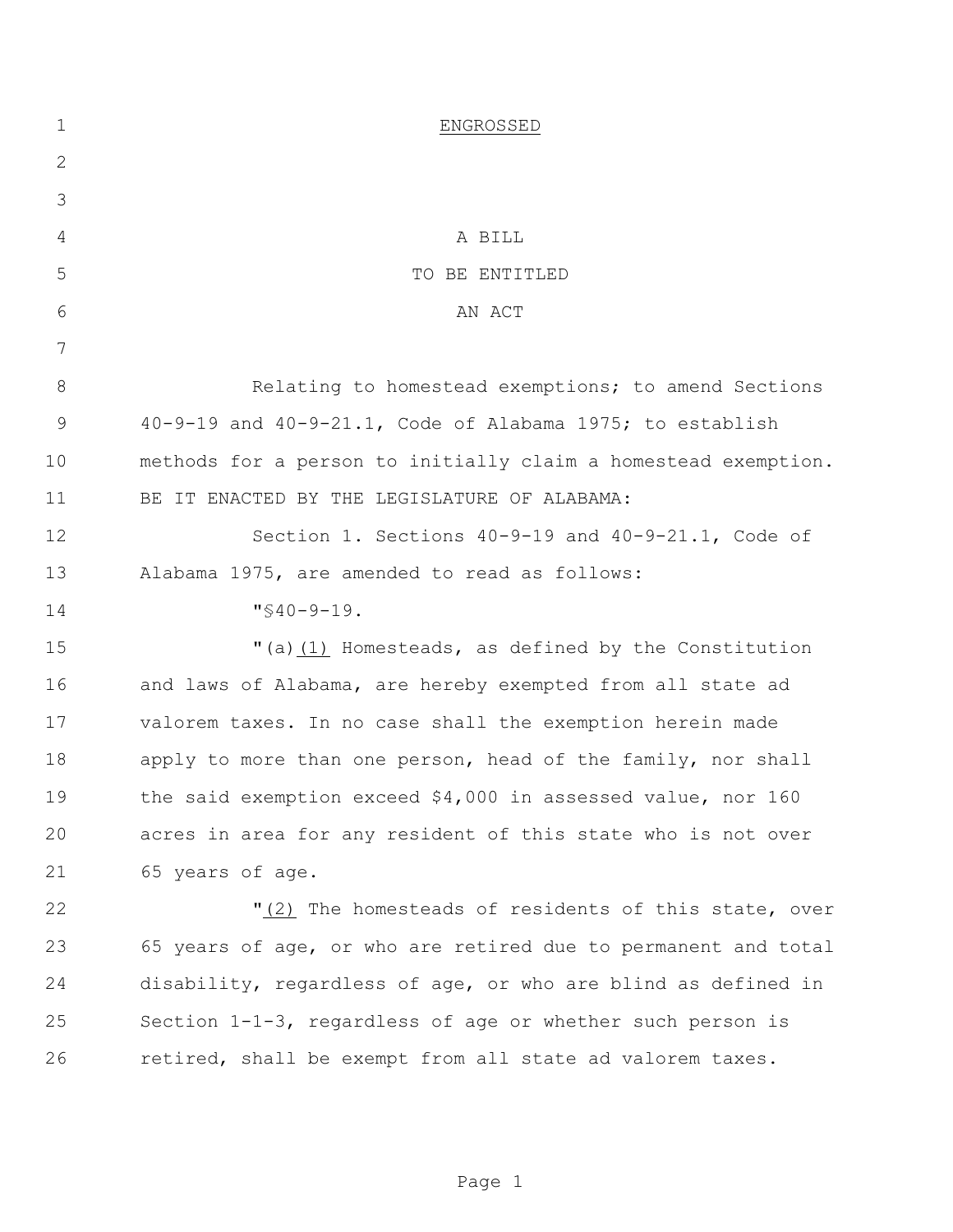ENGROSSED

A BILL

TO BE ENTITLED

AN ACT

Relating to homestead exemptions; to amend Sections 40-9-19 and 40-9-21.1, Code of Alabama 1975; to establish methods for a person to initially claim a homestead exemption.

BE IT ENACTED BY THE LEGISLATURE OF ALABAMA:

Section 1. Sections 40-9-19 and 40-9-21.1, Code of Alabama 1975, are amended to read as follows:

"§40-9-19.

"(a)(1) Homesteads, as defined by the Constitution and laws of Alabama, are hereby exempted from all state ad valorem taxes. In no case shall the exemption herein made apply to more than one person, head of the family, nor shall the said exemption exceed $4,000 in assessed value, nor 160 acres in area for any resident of this state who is not over 65 years of age.

"(2) The homesteads of residents of this state, over 65 years of age, or who are retired due to permanent and total disability, regardless of age, or who are blind as defined in Section 1-1-3, regardless of age or whether such person is retired, shall be exempt from all state ad valorem taxes.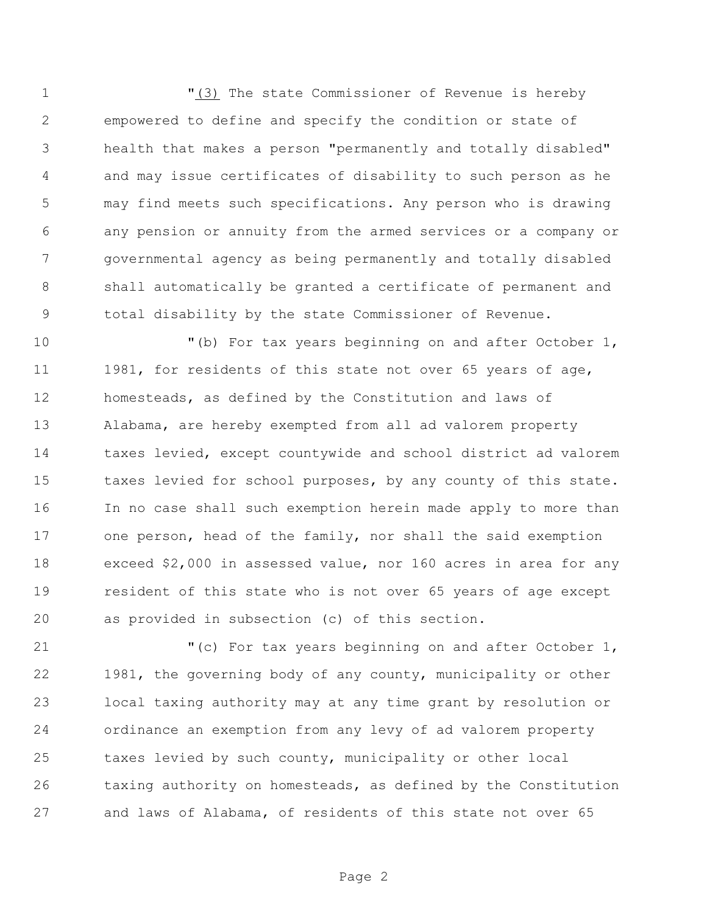"(3) The state Commissioner of Revenue is hereby empowered to define and specify the condition or state of health that makes a person "permanently and totally disabled" and may issue certificates of disability to such person as he may find meets such specifications. Any person who is drawing any pension or annuity from the armed services or a company or governmental agency as being permanently and totally disabled shall automatically be granted a certificate of permanent and total disability by the state Commissioner of Revenue.

"(b) For tax years beginning on and after October 1, 1981, for residents of this state not over 65 years of age, homesteads, as defined by the Constitution and laws of Alabama, are hereby exempted from all ad valorem property taxes levied, except countywide and school district ad valorem taxes levied for school purposes, by any county of this state. In no case shall such exemption herein made apply to more than one person, head of the family, nor shall the said exemption exceed $2,000 in assessed value, nor 160 acres in area for any resident of this state who is not over 65 years of age except as provided in subsection (c) of this section.

"(c) For tax years beginning on and after October 1, 1981, the governing body of any county, municipality or other local taxing authority may at any time grant by resolution or ordinance an exemption from any levy of ad valorem property taxes levied by such county, municipality or other local taxing authority on homesteads, as defined by the Constitution and laws of Alabama, of residents of this state not over 65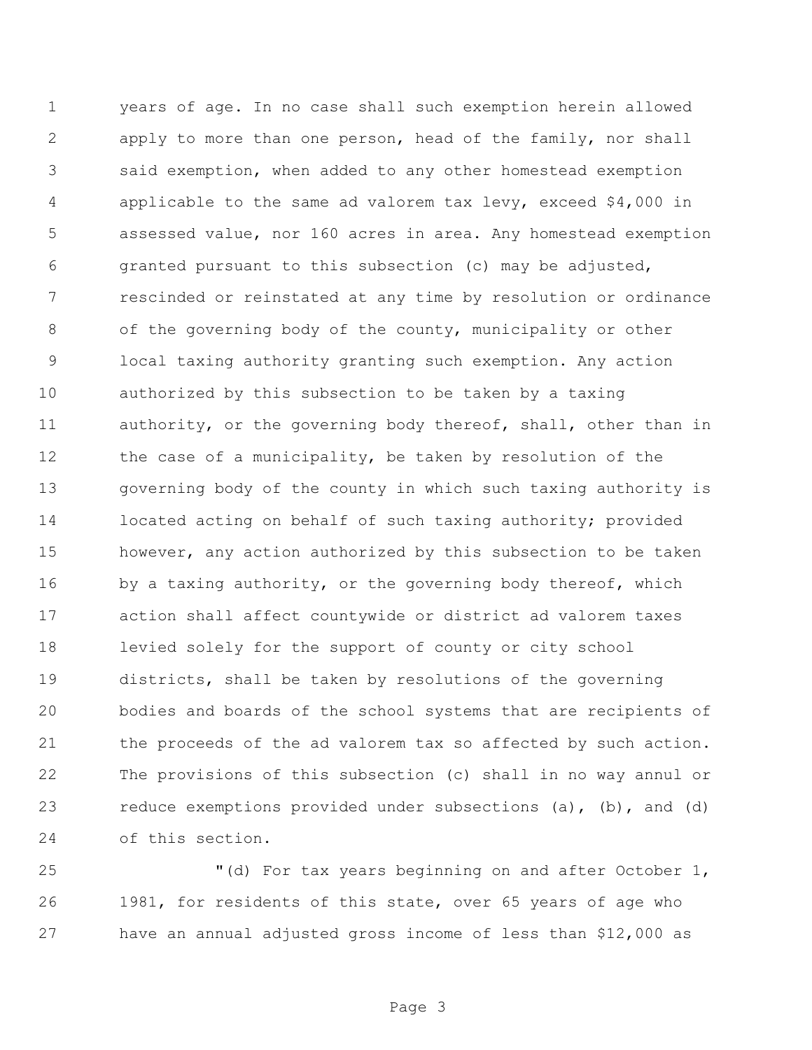years of age. In no case shall such exemption herein allowed apply to more than one person, head of the family, nor shall said exemption, when added to any other homestead exemption applicable to the same ad valorem tax levy, exceed $4,000 in assessed value, nor 160 acres in area. Any homestead exemption granted pursuant to this subsection (c) may be adjusted, rescinded or reinstated at any time by resolution or ordinance of the governing body of the county, municipality or other local taxing authority granting such exemption. Any action authorized by this subsection to be taken by a taxing authority, or the governing body thereof, shall, other than in the case of a municipality, be taken by resolution of the governing body of the county in which such taxing authority is located acting on behalf of such taxing authority; provided however, any action authorized by this subsection to be taken by a taxing authority, or the governing body thereof, which action shall affect countywide or district ad valorem taxes levied solely for the support of county or city school districts, shall be taken by resolutions of the governing bodies and boards of the school systems that are recipients of the proceeds of the ad valorem tax so affected by such action. The provisions of this subsection (c) shall in no way annul or reduce exemptions provided under subsections (a), (b), and (d) of this section.

"(d) For tax years beginning on and after October 1, 1981, for residents of this state, over 65 years of age who have an annual adjusted gross income of less than $12,000 as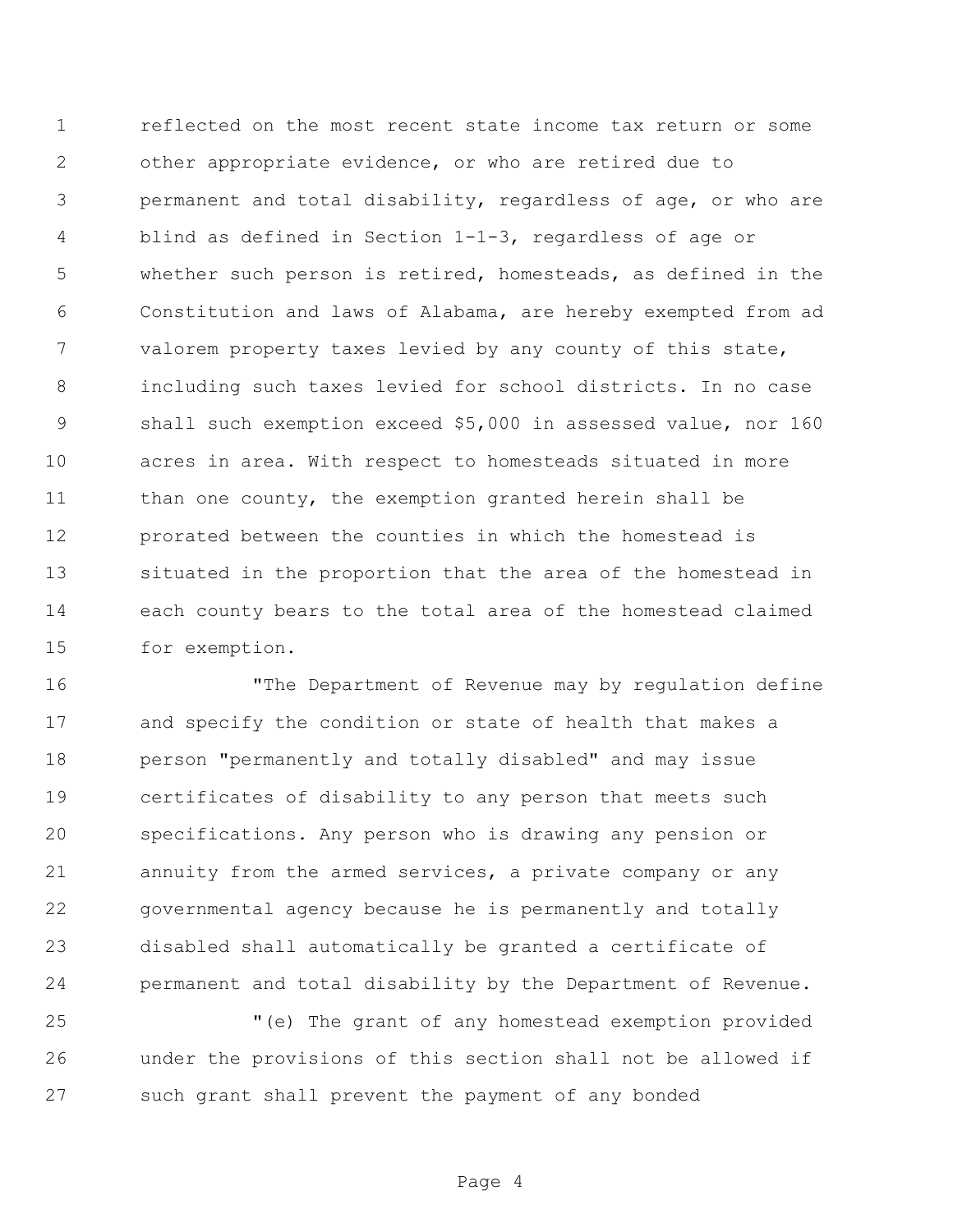reflected on the most recent state income tax return or some other appropriate evidence, or who are retired due to permanent and total disability, regardless of age, or who are blind as defined in Section 1-1-3, regardless of age or whether such person is retired, homesteads, as defined in the Constitution and laws of Alabama, are hereby exempted from ad valorem property taxes levied by any county of this state, including such taxes levied for school districts. In no case shall such exemption exceed $5,000 in assessed value, nor 160 acres in area. With respect to homesteads situated in more than one county, the exemption granted herein shall be prorated between the counties in which the homestead is situated in the proportion that the area of the homestead in each county bears to the total area of the homestead claimed for exemption.

"The Department of Revenue may by regulation define and specify the condition or state of health that makes a person "permanently and totally disabled" and may issue certificates of disability to any person that meets such specifications. Any person who is drawing any pension or annuity from the armed services, a private company or any governmental agency because he is permanently and totally disabled shall automatically be granted a certificate of permanent and total disability by the Department of Revenue.

"(e) The grant of any homestead exemption provided under the provisions of this section shall not be allowed if such grant shall prevent the payment of any bonded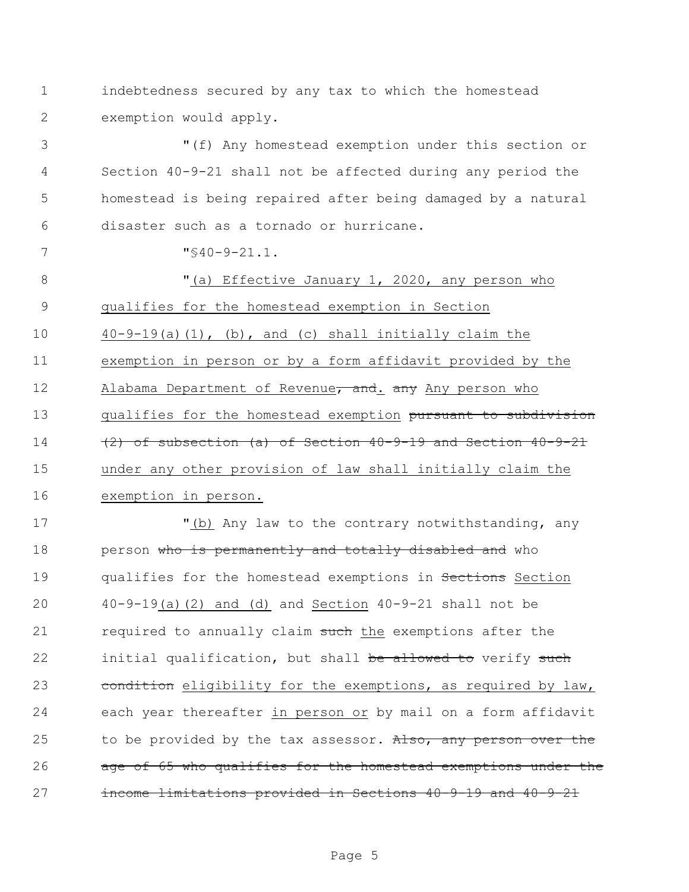indebtedness secured by any tax to which the homestead exemption would apply.

"(f) Any homestead exemption under this section or Section 40-9-21 shall not be affected during any period the homestead is being repaired after being damaged by a natural disaster such as a tornado or hurricane.

"§40-9-21.1.

"<u>(a) Effective January 1, 2020, any person who qualifies for the homestead exemption in Section 40-9-19(a)(1), (b), and (c) shall initially claim the exemption in person or by a form affidavit provided by the Alabama Department of Revenue</u>~~, and~~<u>.</u> ~~any~~ <u>Any person who qualifies for the homestead exemption</u> ~~pursuant to subdivision (2) of subsection (a) of Section 40-9-19 and Section 40-9-21~~ <u>under any other provision of law shall initially claim the exemption in person.</u>

"<u>(b)</u> Any law to the contrary notwithstanding, any person ~~who is permanently and totally disabled and~~ who qualifies for the homestead exemptions in ~~Sections~~ <u>Section</u> 40-9-19<u>(a)(2) and (d)</u> and <u>Section</u> 40-9-21 shall not be required to annually claim ~~such~~ <u>the</u> exemptions after the initial qualification, but shall ~~be allowed to~~ verify ~~such condition~~ <u>eligibility for the exemptions, as required by law,</u> each year thereafter <u>in person or</u> by mail on a form affidavit to be provided by the tax assessor. ~~Also, any person over the age of 65 who qualifies for the homestead exemptions under the income limitations provided in Sections 40-9-19 and 40-9-21~~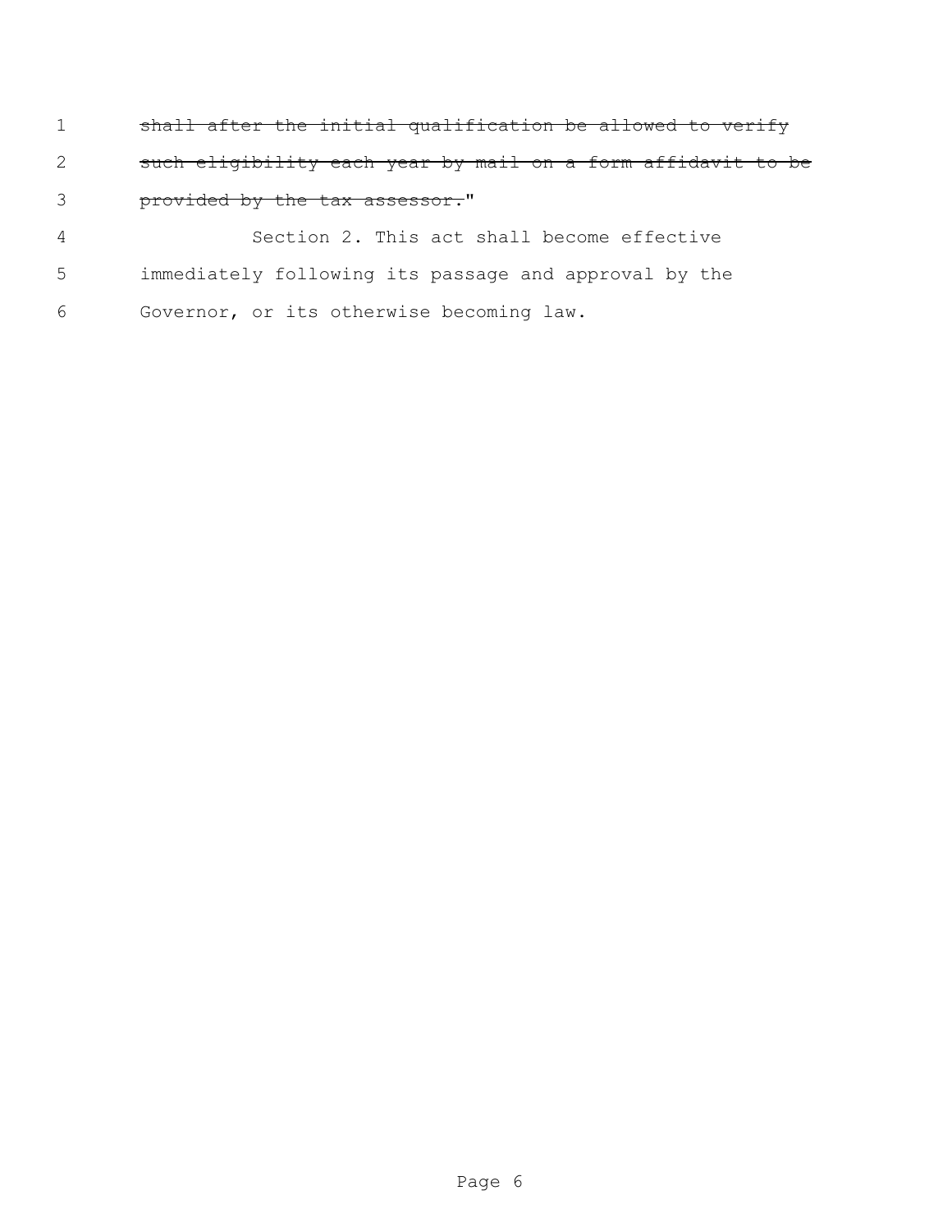~~shall after the initial qualification be allowed to verify such eligibility each year by mail on a form affidavit to be provided by the tax assessor.~~"

Section 2. This act shall become effective immediately following its passage and approval by the Governor, or its otherwise becoming law.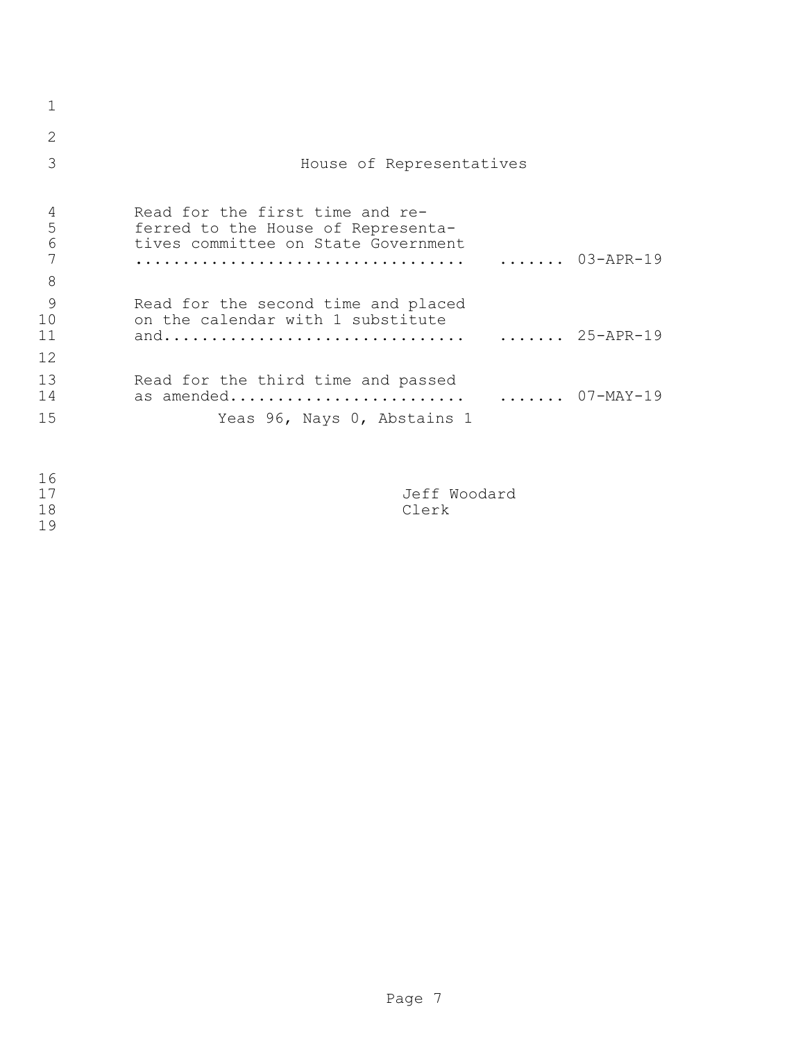House of Representatives

Read for the first time and referred to the House of Representatives committee on State Government ................................. ....... 03-APR-19

Read for the second time and placed on the calendar with 1 substitute and.............................. ....... 25-APR-19

Read for the third time and passed as amended........................ ....... 07-MAY-19

Yeas 96, Nays 0, Abstains 1

Jeff Woodard
Clerk